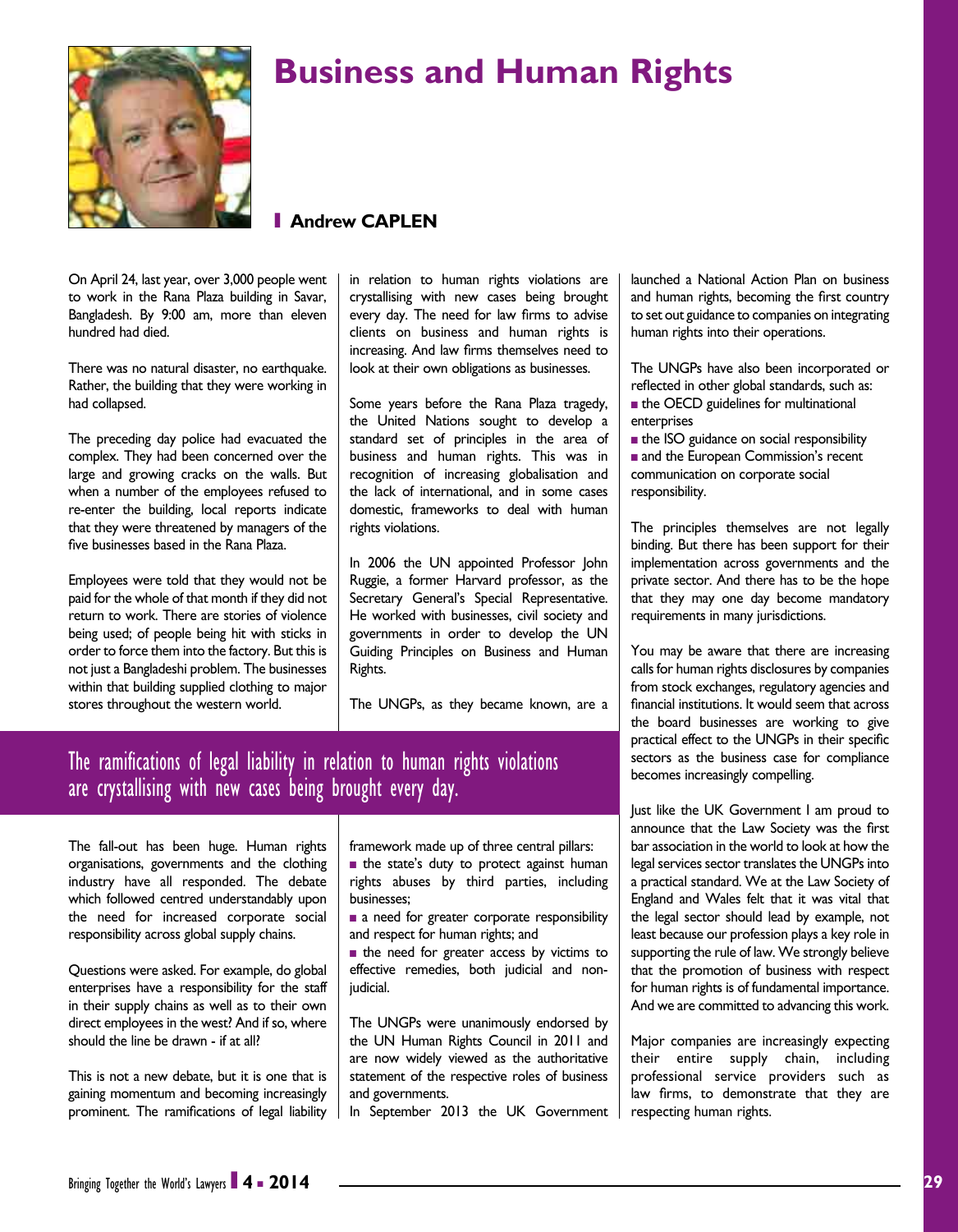# Business and Human Rights

**Andrew CAPLEN**

On April 24, last year, over 3,000 people went to work in the Rana Plaza building in Savar, Bangladesh. By 9:00 am, more than eleven hundred had died.

There was no natural disaster, no earthquake. Rather, the building that they were working in had collapsed.

The preceding day police had evacuated the complex. They had been concerned over the large and growing cracks on the walls. But when a number of the employees refused to re-enter the building, local reports indicate that they were threatened by managers of the five businesses based in the Rana Plaza.

Employees were told that they would not be paid for the whole of that month if they did not return to work. There are stories of violence being used; of people being hit with sticks in order to force them into the factory. But this is not just a Bangladeshi problem. The businesses within that building supplied clothing to major stores throughout the western world.

The fall-out has been huge. Human rights organisations, governments and the clothing industry have all responded. The debate which followed centred understandably upon the need for increased corporate social responsibility across global supply chains.

Questions were asked. For example, do global enterprises have a responsibility for the staff in their supply chains as well as to their own direct employees in the west? And if so, where should the line be drawn - if at all?

This is not a new debate, but it is one that is gaining momentum and becoming increasingly prominent. The ramifications of legal liability in relation to human rights violations are crystallising with new cases being brought every day. The need for law firms to advise clients on business and human rights is increasing. And law firms themselves need to look at their own obligations as businesses.

> The ramifications of legal liability in relation to human rights violations are crystallising with new cases being brought every day.

Some years before the Rana Plaza tragedy, the United Nations sought to develop a standard set of principles in the area of business and human rights. This was in recognition of increasing globalisation and the lack of international, and in some cases domestic, frameworks to deal with human rights violations.

In 2006 the UN appointed Professor John Ruggie, a former Harvard professor, as the Secretary General's Special Representative. He worked with businesses, civil society and governments in order to develop the UN Guiding Principles on Business and Human Rights.

The UNGPs, as they became known, are a framework made up of three central pillars:

- the state's duty to protect against human rights abuses by third parties, including businesses;
- a need for greater corporate responsibility and respect for human rights; and
- the need for greater access by victims to effective remedies, both judicial and non-judicial.

The UNGPs were unanimously endorsed by the UN Human Rights Council in 2011 and are now widely viewed as the authoritative statement of the respective roles of business and governments.

In September 2013 the UK Government launched a National Action Plan on business and human rights, becoming the first country to set out guidance to companies on integrating human rights into their operations.

The UNGPs have also been incorporated or reflected in other global standards, such as:

- the OECD guidelines for multinational enterprises
- the ISO guidance on social responsibility
- and the European Commission's recent communication on corporate social responsibility.

The principles themselves are not legally binding. But there has been support for their implementation across governments and the private sector. And there has to be the hope that they may one day become mandatory requirements in many jurisdictions.

You may be aware that there are increasing calls for human rights disclosures by companies from stock exchanges, regulatory agencies and financial institutions. It would seem that across the board businesses are working to give practical effect to the UNGPs in their specific sectors as the business case for compliance becomes increasingly compelling.

Just like the UK Government I am proud to announce that the Law Society was the first bar association in the world to look at how the legal services sector translates the UNGPs into a practical standard. We at the Law Society of England and Wales felt that it was vital that the legal sector should lead by example, not least because our profession plays a key role in supporting the rule of law. We strongly believe that the promotion of business with respect for human rights is of fundamental importance. And we are committed to advancing this work.

Major companies are increasingly expecting their entire supply chain, including professional service providers such as law firms, to demonstrate that they are respecting human rights.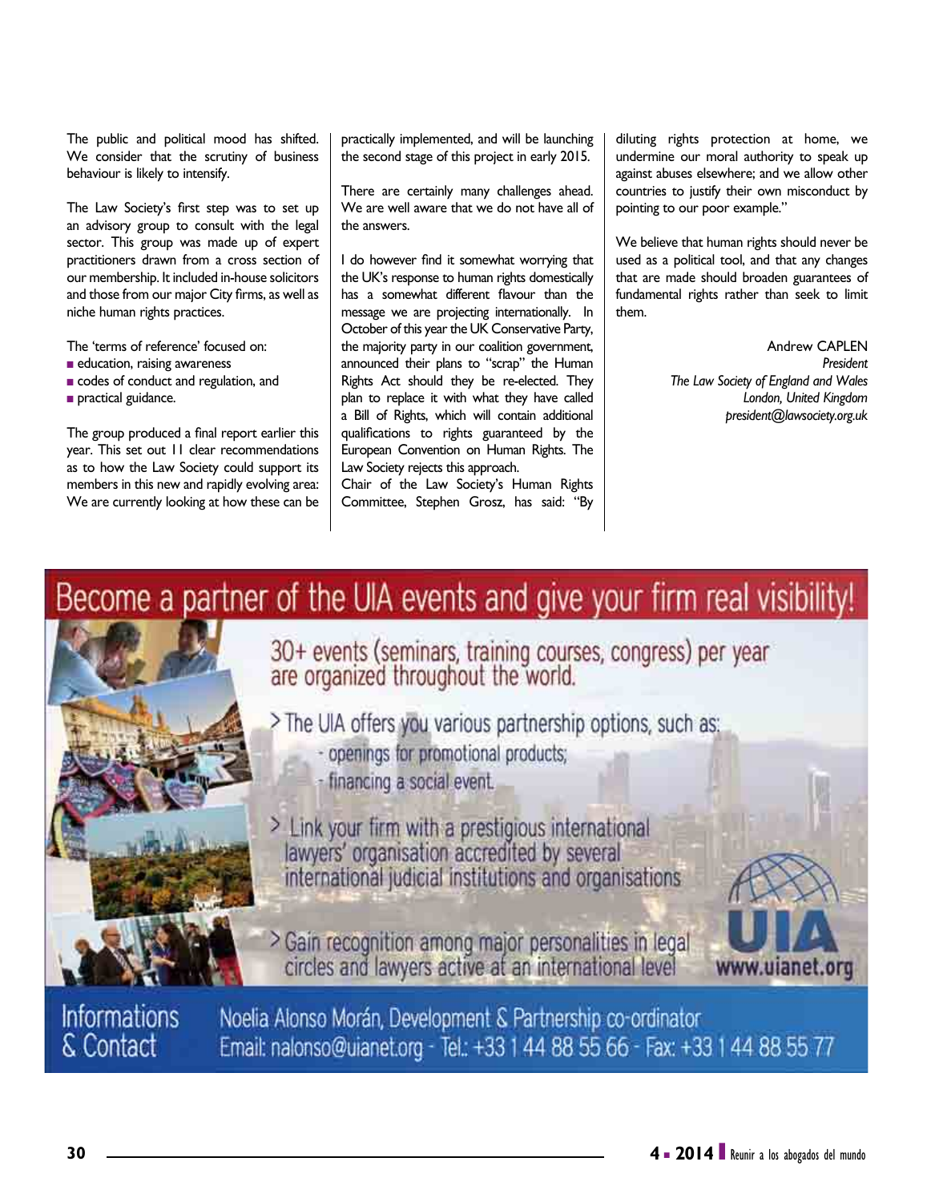The public and political mood has shifted. We consider that the scrutiny of business behaviour is likely to intensify.

The Law Society's first step was to set up an advisory group to consult with the legal sector. This group was made up of expert practitioners drawn from a cross section of our membership. It included in-house solicitors and those from our major City firms, as well as niche human rights practices.

The 'terms of reference' focused on:

- education, raising awareness
- codes of conduct and regulation, and
- practical guidance.

The group produced a final report earlier this year. This set out 11 clear recommendations as to how the Law Society could support its members in this new and rapidly evolving area: We are currently looking at how these can be practically implemented, and will be launching the second stage of this project in early 2015.

There are certainly many challenges ahead. We are well aware that we do not have all of the answers.

I do however find it somewhat worrying that the UK's response to human rights domestically has a somewhat different flavour than the message we are projecting internationally. In October of this year the UK Conservative Party, the majority party in our coalition government, announced their plans to "scrap" the Human Rights Act should they be re-elected. They plan to replace it with what they have called a Bill of Rights, which will contain additional qualifications to rights guaranteed by the European Convention on Human Rights. The Law Society rejects this approach.
Chair of the Law Society's Human Rights Committee, Stephen Grosz, has said: "By diluting rights protection at home, we undermine our moral authority to speak up against abuses elsewhere; and we allow other countries to justify their own misconduct by pointing to our poor example."

We believe that human rights should never be used as a political tool, and that any changes that are made should broaden guarantees of fundamental rights rather than seek to limit them.

Andrew CAPLEN
*President*
*The Law Society of England and Wales*
*London, United Kingdom*
*president@lawsociety.org.uk*

# Become a partner of the UIA events and give your firm real visibility!

30+ events (seminars, training courses, congress) per year are organized throughout the world.

> The UIA offers you various partnership options, such as:
- openings for promotional products;
- financing a social event.

> Link your firm with a prestigious international lawyers' organisation accredited by several international judicial institutions and organisations

> Gain recognition among major personalities in legal circles and lawyers active at an international level

UIA
www.uianet.org

Informations & Contact

Noelia Alonso Morán, Development & Partnership co-ordinator
Email: nalonso@uianet.org - Tel.: +33 1 44 88 55 66 - Fax: +33 1 44 88 55 77